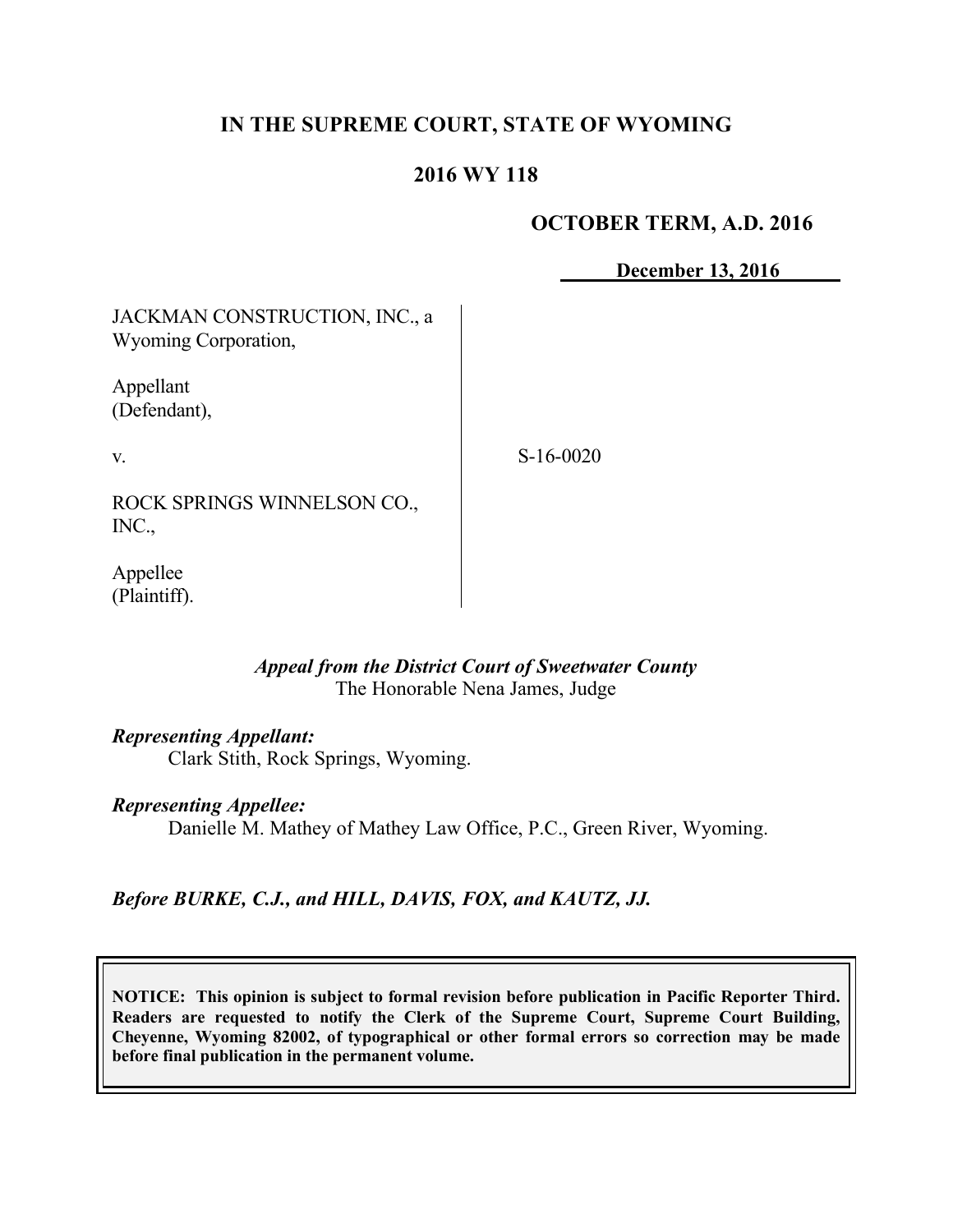**IN THE SUPREME COURT, STATE OF WYOMING**

**2016 WY 118**

**OCTOBER TERM, A.D. 2016**

**December 13, 2016**

JACKMAN CONSTRUCTION, INC., a Wyoming Corporation,

Appellant (Defendant),

v.

ROCK SPRINGS WINNELSON CO., INC.,

Appellee (Plaintiff).

S-16-0020

*Appeal from the District Court of Sweetwater County*
The Honorable Nena James, Judge

***Representing Appellant:***
Clark Stith, Rock Springs, Wyoming.

***Representing Appellee:***
Danielle M. Mathey of Mathey Law Office, P.C., Green River, Wyoming.

***Before BURKE, C.J., and HILL, DAVIS, FOX, and KAUTZ, JJ.***

**NOTICE: This opinion is subject to formal revision before publication in Pacific Reporter Third. Readers are requested to notify the Clerk of the Supreme Court, Supreme Court Building, Cheyenne, Wyoming 82002, of typographical or other formal errors so correction may be made before final publication in the permanent volume.**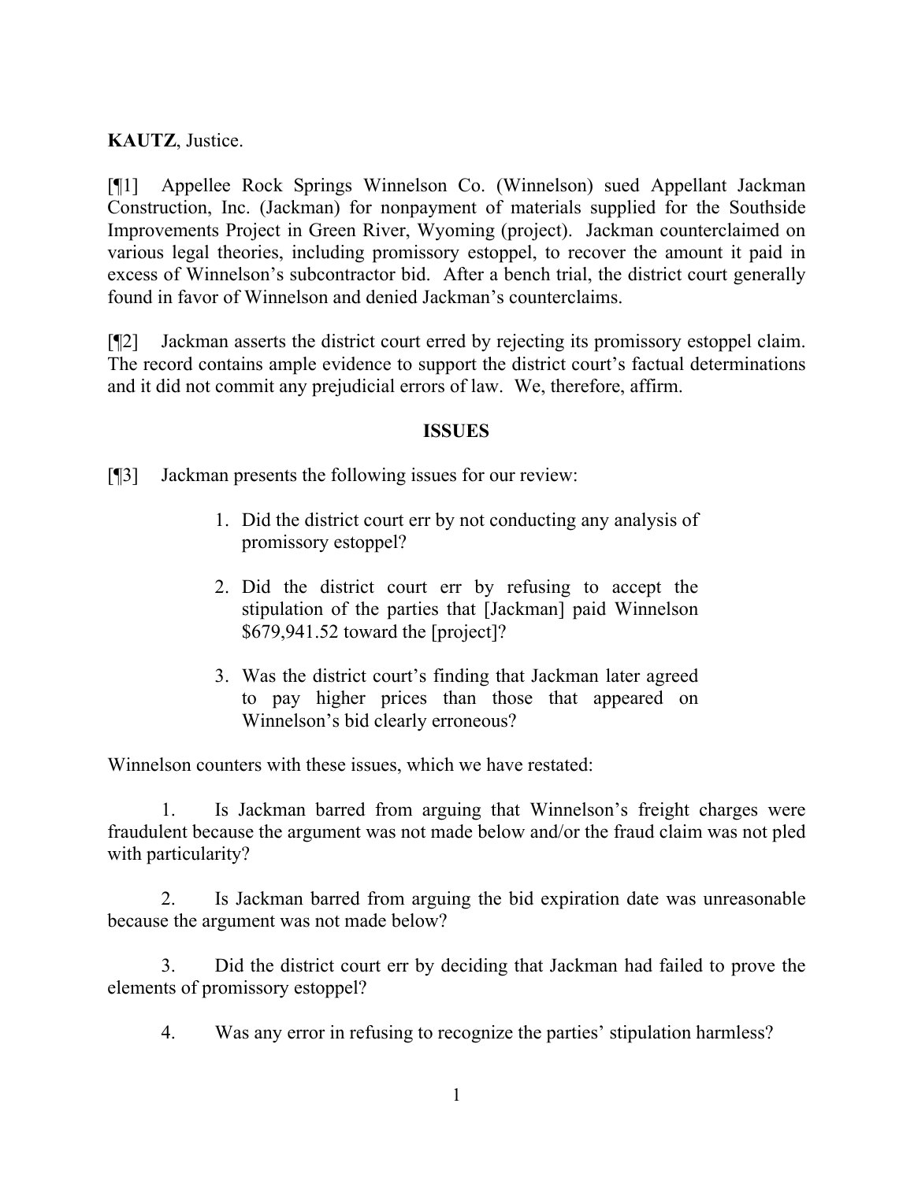**KAUTZ**, Justice.

[¶1] Appellee Rock Springs Winnelson Co. (Winnelson) sued Appellant Jackman Construction, Inc. (Jackman) for nonpayment of materials supplied for the Southside Improvements Project in Green River, Wyoming (project). Jackman counterclaimed on various legal theories, including promissory estoppel, to recover the amount it paid in excess of Winnelson's subcontractor bid. After a bench trial, the district court generally found in favor of Winnelson and denied Jackman's counterclaims.

[¶2] Jackman asserts the district court erred by rejecting its promissory estoppel claim. The record contains ample evidence to support the district court's factual determinations and it did not commit any prejudicial errors of law. We, therefore, affirm.

## ISSUES

[¶3] Jackman presents the following issues for our review:

> 1. Did the district court err by not conducting any analysis of promissory estoppel?
>
> 2. Did the district court err by refusing to accept the stipulation of the parties that [Jackman] paid Winnelson $679,941.52 toward the [project]?
>
> 3. Was the district court's finding that Jackman later agreed to pay higher prices than those that appeared on Winnelson's bid clearly erroneous?

Winnelson counters with these issues, which we have restated:

1. Is Jackman barred from arguing that Winnelson's freight charges were fraudulent because the argument was not made below and/or the fraud claim was not pled with particularity?

2. Is Jackman barred from arguing the bid expiration date was unreasonable because the argument was not made below?

3. Did the district court err by deciding that Jackman had failed to prove the elements of promissory estoppel?

4. Was any error in refusing to recognize the parties' stipulation harmless?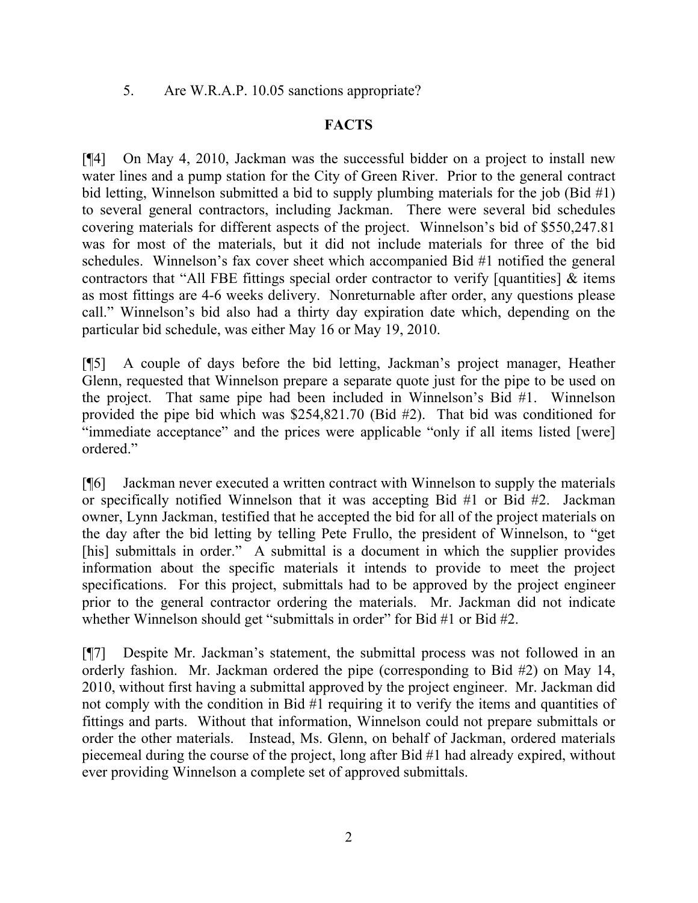5. Are W.R.A.P. 10.05 sanctions appropriate?

**FACTS**

[¶4] On May 4, 2010, Jackman was the successful bidder on a project to install new water lines and a pump station for the City of Green River. Prior to the general contract bid letting, Winnelson submitted a bid to supply plumbing materials for the job (Bid #1) to several general contractors, including Jackman. There were several bid schedules covering materials for different aspects of the project. Winnelson's bid of $550,247.81 was for most of the materials, but it did not include materials for three of the bid schedules. Winnelson's fax cover sheet which accompanied Bid #1 notified the general contractors that "All FBE fittings special order contractor to verify [quantities] & items as most fittings are 4-6 weeks delivery. Nonreturnable after order, any questions please call." Winnelson's bid also had a thirty day expiration date which, depending on the particular bid schedule, was either May 16 or May 19, 2010.

[¶5] A couple of days before the bid letting, Jackman's project manager, Heather Glenn, requested that Winnelson prepare a separate quote just for the pipe to be used on the project. That same pipe had been included in Winnelson's Bid #1. Winnelson provided the pipe bid which was $254,821.70 (Bid #2). That bid was conditioned for "immediate acceptance" and the prices were applicable "only if all items listed [were] ordered."

[¶6] Jackman never executed a written contract with Winnelson to supply the materials or specifically notified Winnelson that it was accepting Bid #1 or Bid #2. Jackman owner, Lynn Jackman, testified that he accepted the bid for all of the project materials on the day after the bid letting by telling Pete Frullo, the president of Winnelson, to "get [his] submittals in order." A submittal is a document in which the supplier provides information about the specific materials it intends to provide to meet the project specifications. For this project, submittals had to be approved by the project engineer prior to the general contractor ordering the materials. Mr. Jackman did not indicate whether Winnelson should get "submittals in order" for Bid #1 or Bid #2.

[¶7] Despite Mr. Jackman's statement, the submittal process was not followed in an orderly fashion. Mr. Jackman ordered the pipe (corresponding to Bid #2) on May 14, 2010, without first having a submittal approved by the project engineer. Mr. Jackman did not comply with the condition in Bid #1 requiring it to verify the items and quantities of fittings and parts. Without that information, Winnelson could not prepare submittals or order the other materials. Instead, Ms. Glenn, on behalf of Jackman, ordered materials piecemeal during the course of the project, long after Bid #1 had already expired, without ever providing Winnelson a complete set of approved submittals.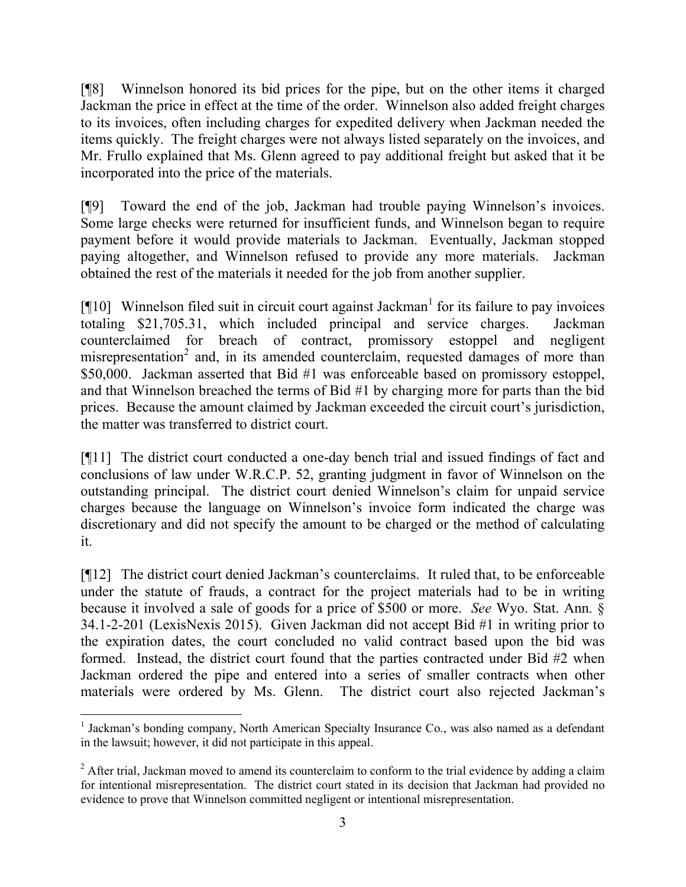[¶8] Winnelson honored its bid prices for the pipe, but on the other items it charged Jackman the price in effect at the time of the order. Winnelson also added freight charges to its invoices, often including charges for expedited delivery when Jackman needed the items quickly. The freight charges were not always listed separately on the invoices, and Mr. Frullo explained that Ms. Glenn agreed to pay additional freight but asked that it be incorporated into the price of the materials.

[¶9] Toward the end of the job, Jackman had trouble paying Winnelson's invoices. Some large checks were returned for insufficient funds, and Winnelson began to require payment before it would provide materials to Jackman. Eventually, Jackman stopped paying altogether, and Winnelson refused to provide any more materials. Jackman obtained the rest of the materials it needed for the job from another supplier.

[¶10] Winnelson filed suit in circuit court against Jackman[1] for its failure to pay invoices totaling $21,705.31, which included principal and service charges. Jackman counterclaimed for breach of contract, promissory estoppel and negligent misrepresentation[2] and, in its amended counterclaim, requested damages of more than $50,000. Jackman asserted that Bid #1 was enforceable based on promissory estoppel, and that Winnelson breached the terms of Bid #1 by charging more for parts than the bid prices. Because the amount claimed by Jackman exceeded the circuit court's jurisdiction, the matter was transferred to district court.

[¶11] The district court conducted a one-day bench trial and issued findings of fact and conclusions of law under W.R.C.P. 52, granting judgment in favor of Winnelson on the outstanding principal. The district court denied Winnelson's claim for unpaid service charges because the language on Winnelson's invoice form indicated the charge was discretionary and did not specify the amount to be charged or the method of calculating it.

[¶12] The district court denied Jackman's counterclaims. It ruled that, to be enforceable under the statute of frauds, a contract for the project materials had to be in writing because it involved a sale of goods for a price of $500 or more. *See* Wyo. Stat. Ann. § 34.1-2-201 (LexisNexis 2015). Given Jackman did not accept Bid #1 in writing prior to the expiration dates, the court concluded no valid contract based upon the bid was formed. Instead, the district court found that the parties contracted under Bid #2 when Jackman ordered the pipe and entered into a series of smaller contracts when other materials were ordered by Ms. Glenn. The district court also rejected Jackman's

---

[1] Jackman's bonding company, North American Specialty Insurance Co., was also named as a defendant in the lawsuit; however, it did not participate in this appeal.

[2] After trial, Jackman moved to amend its counterclaim to conform to the trial evidence by adding a claim for intentional misrepresentation. The district court stated in its decision that Jackman had provided no evidence to prove that Winnelson committed negligent or intentional misrepresentation.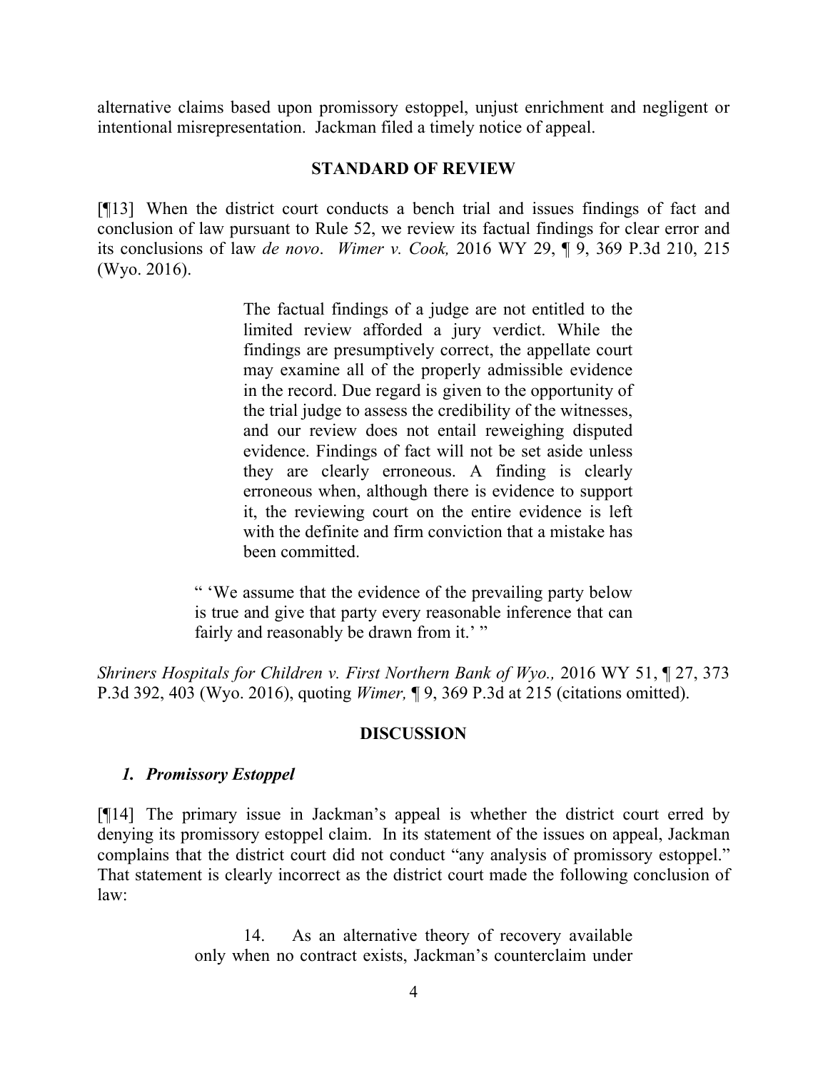alternative claims based upon promissory estoppel, unjust enrichment and negligent or intentional misrepresentation. Jackman filed a timely notice of appeal.

## STANDARD OF REVIEW

[¶13] When the district court conducts a bench trial and issues findings of fact and conclusion of law pursuant to Rule 52, we review its factual findings for clear error and its conclusions of law *de novo*. *Wimer v. Cook,* 2016 WY 29, ¶ 9, 369 P.3d 210, 215 (Wyo. 2016).

> The factual findings of a judge are not entitled to the limited review afforded a jury verdict. While the findings are presumptively correct, the appellate court may examine all of the properly admissible evidence in the record. Due regard is given to the opportunity of the trial judge to assess the credibility of the witnesses, and our review does not entail reweighing disputed evidence. Findings of fact will not be set aside unless they are clearly erroneous. A finding is clearly erroneous when, although there is evidence to support it, the reviewing court on the entire evidence is left with the definite and firm conviction that a mistake has been committed.
>
> " 'We assume that the evidence of the prevailing party below is true and give that party every reasonable inference that can fairly and reasonably be drawn from it.' "

*Shriners Hospitals for Children v. First Northern Bank of Wyo.,* 2016 WY 51, ¶ 27, 373 P.3d 392, 403 (Wyo. 2016), quoting *Wimer,* ¶ 9, 369 P.3d at 215 (citations omitted).

## DISCUSSION

### *1. Promissory Estoppel*

[¶14] The primary issue in Jackman's appeal is whether the district court erred by denying its promissory estoppel claim. In its statement of the issues on appeal, Jackman complains that the district court did not conduct "any analysis of promissory estoppel." That statement is clearly incorrect as the district court made the following conclusion of law:

> 14. As an alternative theory of recovery available only when no contract exists, Jackman's counterclaim under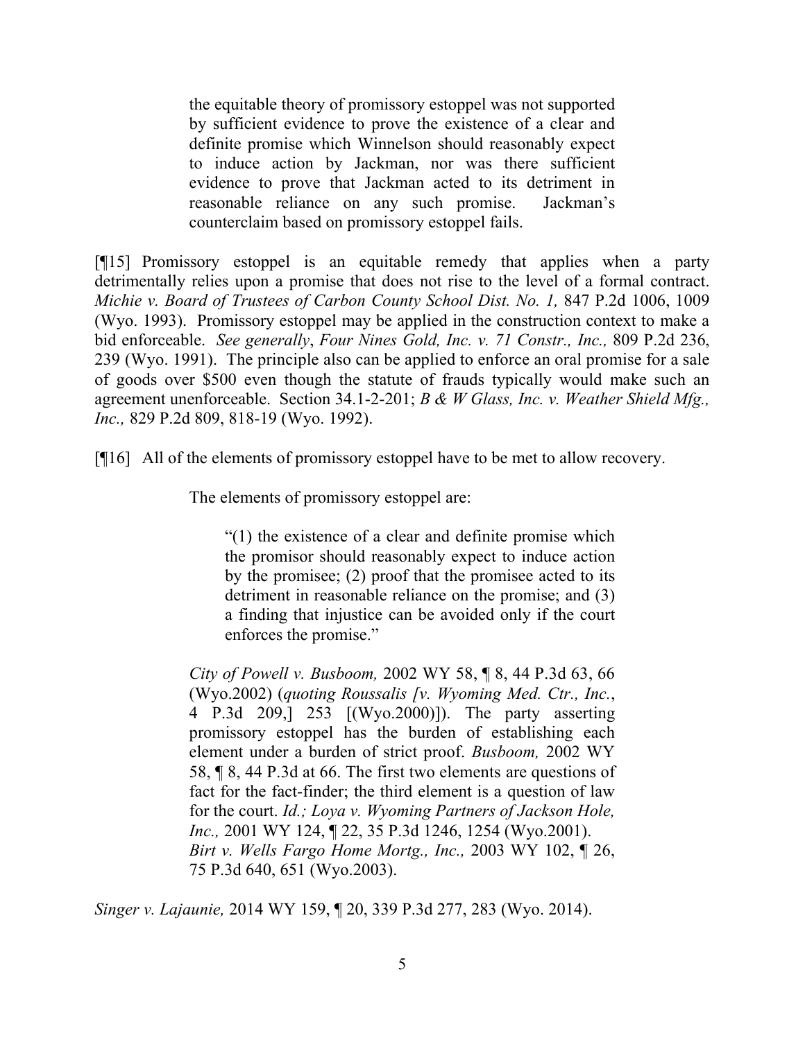> the equitable theory of promissory estoppel was not supported by sufficient evidence to prove the existence of a clear and definite promise which Winnelson should reasonably expect to induce action by Jackman, nor was there sufficient evidence to prove that Jackman acted to its detriment in reasonable reliance on any such promise. Jackman's counterclaim based on promissory estoppel fails.

[¶15] Promissory estoppel is an equitable remedy that applies when a party detrimentally relies upon a promise that does not rise to the level of a formal contract. *Michie v. Board of Trustees of Carbon County School Dist. No. 1,* 847 P.2d 1006, 1009 (Wyo. 1993). Promissory estoppel may be applied in the construction context to make a bid enforceable. *See generally*, *Four Nines Gold, Inc. v. 71 Constr., Inc.,* 809 P.2d 236, 239 (Wyo. 1991). The principle also can be applied to enforce an oral promise for a sale of goods over $500 even though the statute of frauds typically would make such an agreement unenforceable. Section 34.1-2-201; *B & W Glass, Inc. v. Weather Shield Mfg., Inc.,* 829 P.2d 809, 818-19 (Wyo. 1992).

[¶16] All of the elements of promissory estoppel have to be met to allow recovery.

> The elements of promissory estoppel are:
>
> > "(1) the existence of a clear and definite promise which the promisor should reasonably expect to induce action by the promisee; (2) proof that the promisee acted to its detriment in reasonable reliance on the promise; and (3) a finding that injustice can be avoided only if the court enforces the promise."
>
> *City of Powell v. Busboom,* 2002 WY 58, ¶ 8, 44 P.3d 63, 66 (Wyo.2002) (*quoting Roussalis [v. Wyoming Med. Ctr., Inc.*, 4 P.3d 209,] 253 [(Wyo.2000)]). The party asserting promissory estoppel has the burden of establishing each element under a burden of strict proof. *Busboom,* 2002 WY 58, ¶ 8, 44 P.3d at 66. The first two elements are questions of fact for the fact-finder; the third element is a question of law for the court. *Id.; Loya v. Wyoming Partners of Jackson Hole, Inc.,* 2001 WY 124, ¶ 22, 35 P.3d 1246, 1254 (Wyo.2001).
> *Birt v. Wells Fargo Home Mortg., Inc.,* 2003 WY 102, ¶ 26, 75 P.3d 640, 651 (Wyo.2003).

*Singer v. Lajaunie,* 2014 WY 159, ¶ 20, 339 P.3d 277, 283 (Wyo. 2014).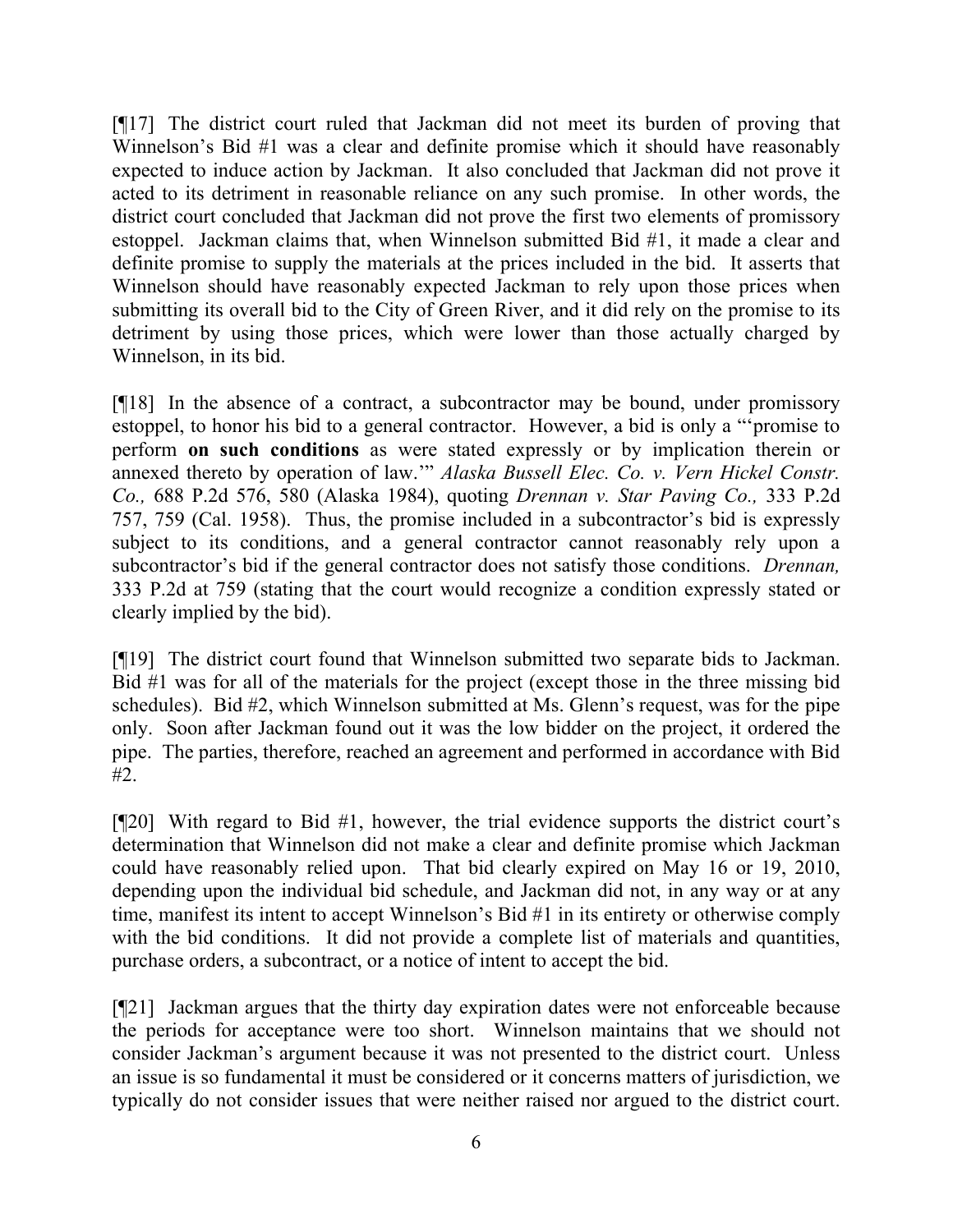[¶17] The district court ruled that Jackman did not meet its burden of proving that Winnelson's Bid #1 was a clear and definite promise which it should have reasonably expected to induce action by Jackman. It also concluded that Jackman did not prove it acted to its detriment in reasonable reliance on any such promise. In other words, the district court concluded that Jackman did not prove the first two elements of promissory estoppel. Jackman claims that, when Winnelson submitted Bid #1, it made a clear and definite promise to supply the materials at the prices included in the bid. It asserts that Winnelson should have reasonably expected Jackman to rely upon those prices when submitting its overall bid to the City of Green River, and it did rely on the promise to its detriment by using those prices, which were lower than those actually charged by Winnelson, in its bid.

[¶18] In the absence of a contract, a subcontractor may be bound, under promissory estoppel, to honor his bid to a general contractor. However, a bid is only a "'promise to perform **on such conditions** as were stated expressly or by implication therein or annexed thereto by operation of law.'" *Alaska Bussell Elec. Co. v. Vern Hickel Constr. Co.,* 688 P.2d 576, 580 (Alaska 1984), quoting *Drennan v. Star Paving Co.,* 333 P.2d 757, 759 (Cal. 1958). Thus, the promise included in a subcontractor's bid is expressly subject to its conditions, and a general contractor cannot reasonably rely upon a subcontractor's bid if the general contractor does not satisfy those conditions. *Drennan,* 333 P.2d at 759 (stating that the court would recognize a condition expressly stated or clearly implied by the bid).

[¶19] The district court found that Winnelson submitted two separate bids to Jackman. Bid #1 was for all of the materials for the project (except those in the three missing bid schedules). Bid #2, which Winnelson submitted at Ms. Glenn's request, was for the pipe only. Soon after Jackman found out it was the low bidder on the project, it ordered the pipe. The parties, therefore, reached an agreement and performed in accordance with Bid #2.

[¶20] With regard to Bid #1, however, the trial evidence supports the district court's determination that Winnelson did not make a clear and definite promise which Jackman could have reasonably relied upon. That bid clearly expired on May 16 or 19, 2010, depending upon the individual bid schedule, and Jackman did not, in any way or at any time, manifest its intent to accept Winnelson's Bid #1 in its entirety or otherwise comply with the bid conditions. It did not provide a complete list of materials and quantities, purchase orders, a subcontract, or a notice of intent to accept the bid.

[¶21] Jackman argues that the thirty day expiration dates were not enforceable because the periods for acceptance were too short. Winnelson maintains that we should not consider Jackman's argument because it was not presented to the district court. Unless an issue is so fundamental it must be considered or it concerns matters of jurisdiction, we typically do not consider issues that were neither raised nor argued to the district court.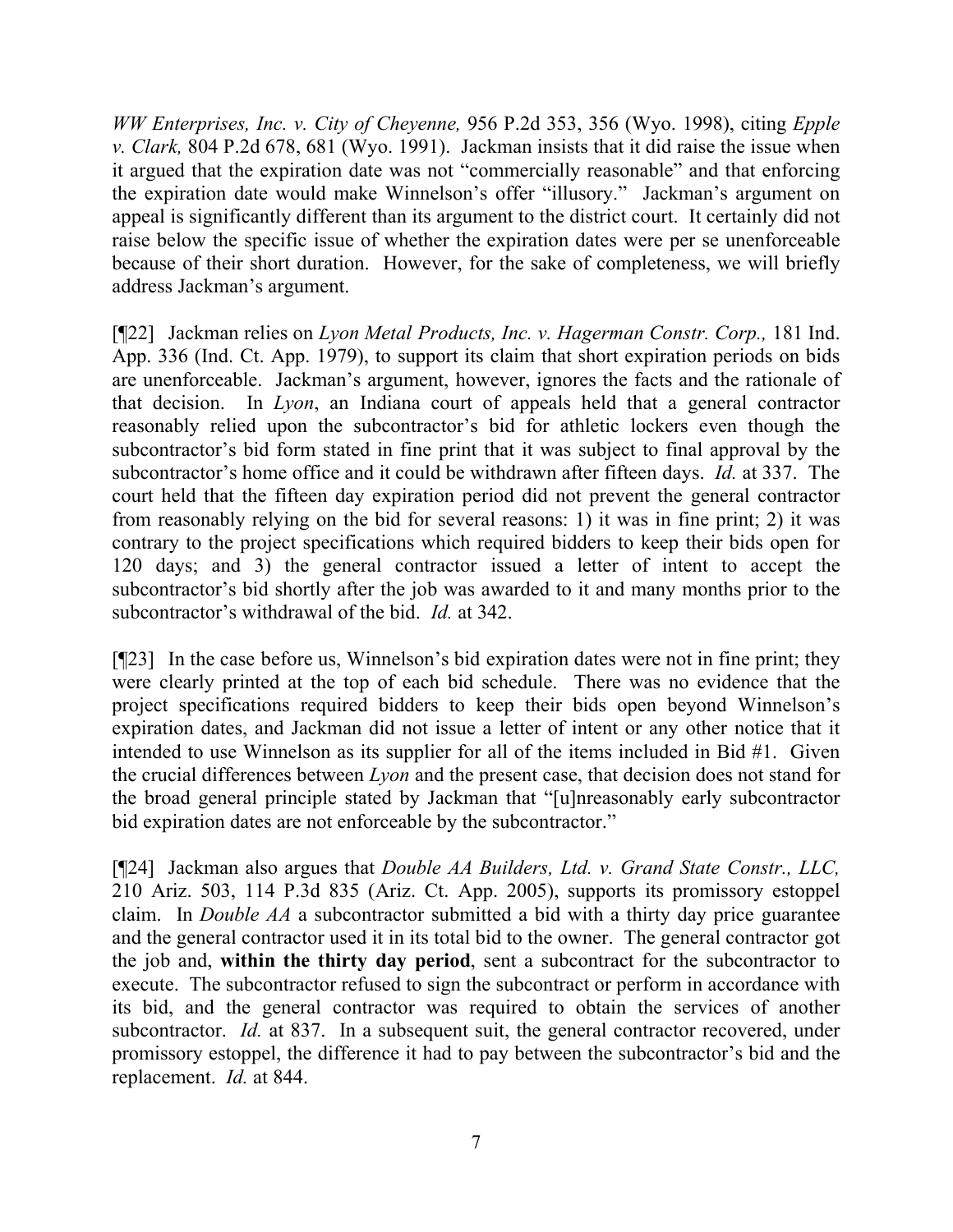*WW Enterprises, Inc. v. City of Cheyenne,* 956 P.2d 353, 356 (Wyo. 1998), citing *Epple v. Clark,* 804 P.2d 678, 681 (Wyo. 1991). Jackman insists that it did raise the issue when it argued that the expiration date was not "commercially reasonable" and that enforcing the expiration date would make Winnelson's offer "illusory." Jackman's argument on appeal is significantly different than its argument to the district court. It certainly did not raise below the specific issue of whether the expiration dates were per se unenforceable because of their short duration. However, for the sake of completeness, we will briefly address Jackman's argument.

[¶22] Jackman relies on *Lyon Metal Products, Inc. v. Hagerman Constr. Corp.,* 181 Ind. App. 336 (Ind. Ct. App. 1979), to support its claim that short expiration periods on bids are unenforceable. Jackman's argument, however, ignores the facts and the rationale of that decision. In *Lyon*, an Indiana court of appeals held that a general contractor reasonably relied upon the subcontractor's bid for athletic lockers even though the subcontractor's bid form stated in fine print that it was subject to final approval by the subcontractor's home office and it could be withdrawn after fifteen days. *Id.* at 337. The court held that the fifteen day expiration period did not prevent the general contractor from reasonably relying on the bid for several reasons: 1) it was in fine print; 2) it was contrary to the project specifications which required bidders to keep their bids open for 120 days; and 3) the general contractor issued a letter of intent to accept the subcontractor's bid shortly after the job was awarded to it and many months prior to the subcontractor's withdrawal of the bid. *Id.* at 342.

[¶23] In the case before us, Winnelson's bid expiration dates were not in fine print; they were clearly printed at the top of each bid schedule. There was no evidence that the project specifications required bidders to keep their bids open beyond Winnelson's expiration dates, and Jackman did not issue a letter of intent or any other notice that it intended to use Winnelson as its supplier for all of the items included in Bid #1. Given the crucial differences between *Lyon* and the present case, that decision does not stand for the broad general principle stated by Jackman that "[u]nreasonably early subcontractor bid expiration dates are not enforceable by the subcontractor."

[¶24] Jackman also argues that *Double AA Builders, Ltd. v. Grand State Constr., LLC,* 210 Ariz. 503, 114 P.3d 835 (Ariz. Ct. App. 2005), supports its promissory estoppel claim. In *Double AA* a subcontractor submitted a bid with a thirty day price guarantee and the general contractor used it in its total bid to the owner. The general contractor got the job and, **within the thirty day period**, sent a subcontract for the subcontractor to execute. The subcontractor refused to sign the subcontract or perform in accordance with its bid, and the general contractor was required to obtain the services of another subcontractor. *Id.* at 837. In a subsequent suit, the general contractor recovered, under promissory estoppel, the difference it had to pay between the subcontractor's bid and the replacement. *Id.* at 844.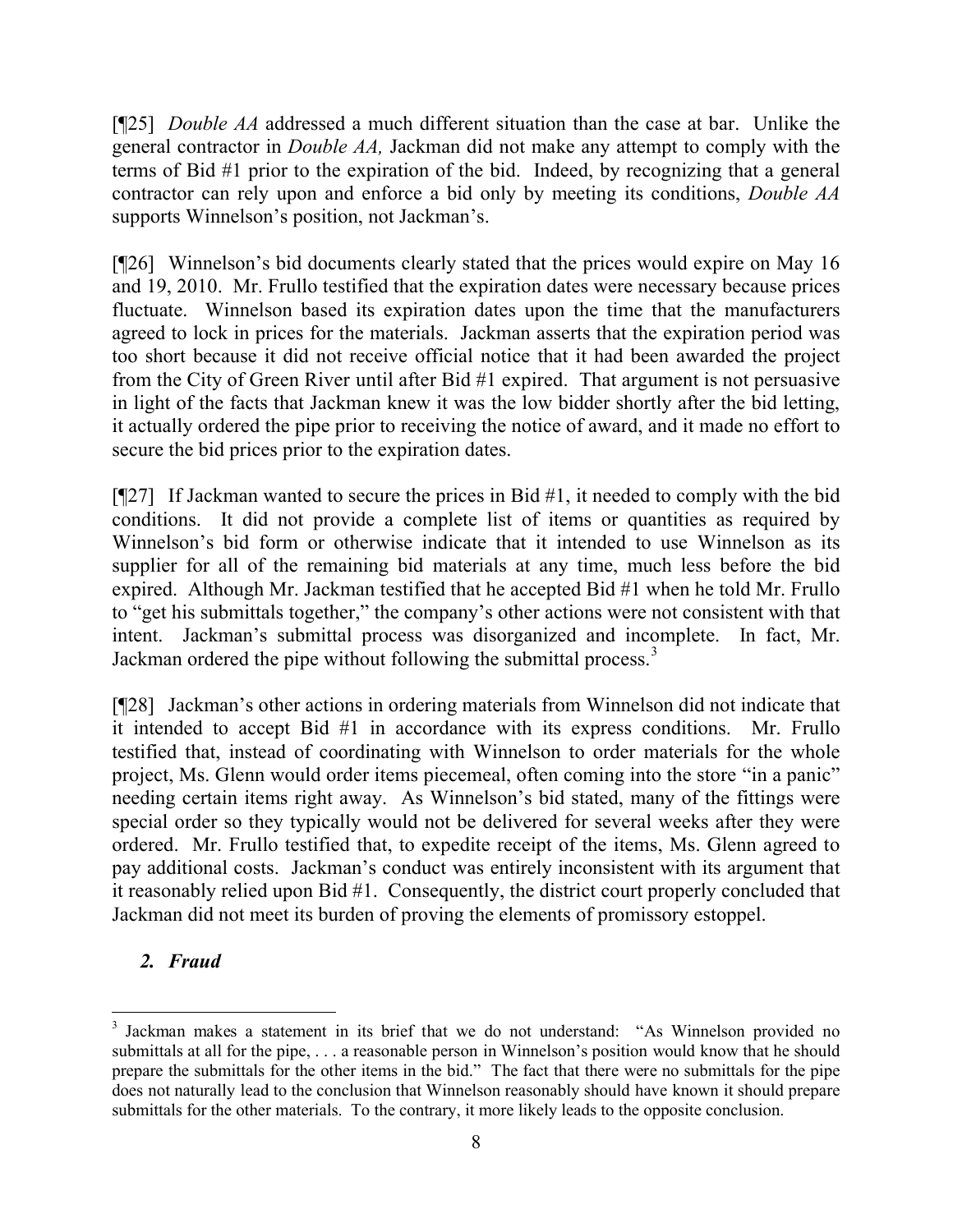[¶25] *Double AA* addressed a much different situation than the case at bar. Unlike the general contractor in *Double AA,* Jackman did not make any attempt to comply with the terms of Bid #1 prior to the expiration of the bid. Indeed, by recognizing that a general contractor can rely upon and enforce a bid only by meeting its conditions, *Double AA* supports Winnelson's position, not Jackman's.

[¶26] Winnelson's bid documents clearly stated that the prices would expire on May 16 and 19, 2010. Mr. Frullo testified that the expiration dates were necessary because prices fluctuate. Winnelson based its expiration dates upon the time that the manufacturers agreed to lock in prices for the materials. Jackman asserts that the expiration period was too short because it did not receive official notice that it had been awarded the project from the City of Green River until after Bid #1 expired. That argument is not persuasive in light of the facts that Jackman knew it was the low bidder shortly after the bid letting, it actually ordered the pipe prior to receiving the notice of award, and it made no effort to secure the bid prices prior to the expiration dates.

[¶27] If Jackman wanted to secure the prices in Bid #1, it needed to comply with the bid conditions. It did not provide a complete list of items or quantities as required by Winnelson's bid form or otherwise indicate that it intended to use Winnelson as its supplier for all of the remaining bid materials at any time, much less before the bid expired. Although Mr. Jackman testified that he accepted Bid #1 when he told Mr. Frullo to "get his submittals together," the company's other actions were not consistent with that intent. Jackman's submittal process was disorganized and incomplete. In fact, Mr. Jackman ordered the pipe without following the submittal process.[3]

[¶28] Jackman's other actions in ordering materials from Winnelson did not indicate that it intended to accept Bid #1 in accordance with its express conditions. Mr. Frullo testified that, instead of coordinating with Winnelson to order materials for the whole project, Ms. Glenn would order items piecemeal, often coming into the store "in a panic" needing certain items right away. As Winnelson's bid stated, many of the fittings were special order so they typically would not be delivered for several weeks after they were ordered. Mr. Frullo testified that, to expedite receipt of the items, Ms. Glenn agreed to pay additional costs. Jackman's conduct was entirely inconsistent with its argument that it reasonably relied upon Bid #1. Consequently, the district court properly concluded that Jackman did not meet its burden of proving the elements of promissory estoppel.

### *2. Fraud*

---

[3] Jackman makes a statement in its brief that we do not understand: "As Winnelson provided no submittals at all for the pipe, . . . a reasonable person in Winnelson's position would know that he should prepare the submittals for the other items in the bid." The fact that there were no submittals for the pipe does not naturally lead to the conclusion that Winnelson reasonably should have known it should prepare submittals for the other materials. To the contrary, it more likely leads to the opposite conclusion.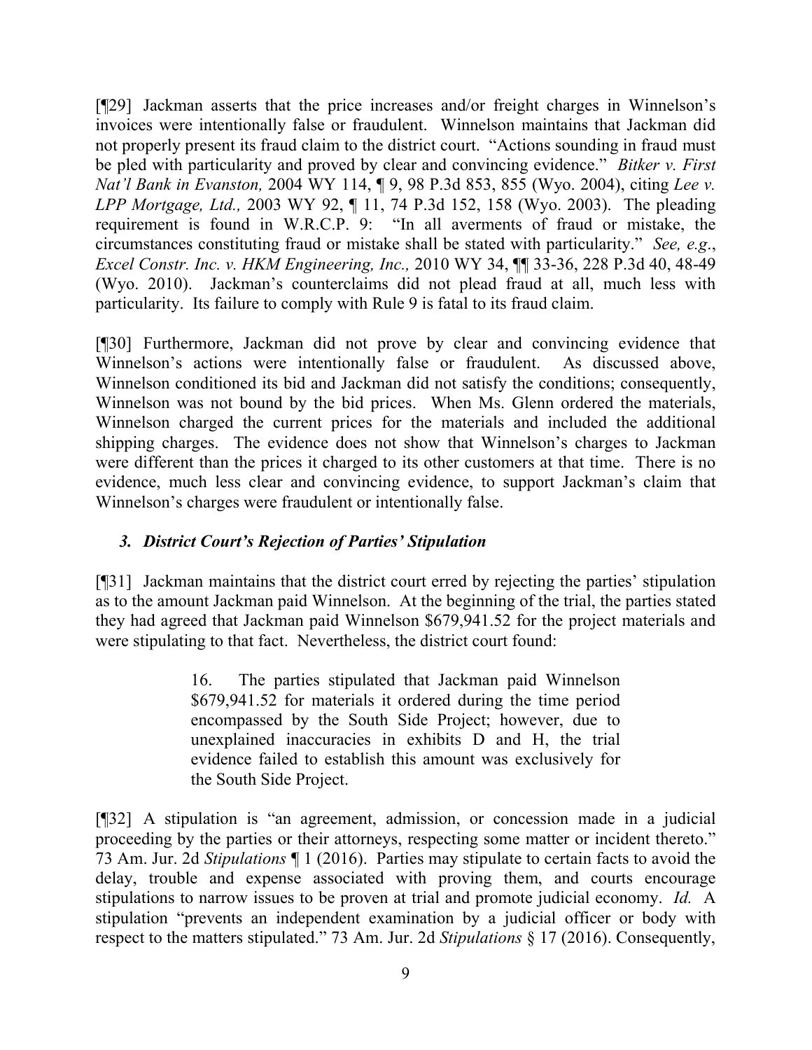[¶29] Jackman asserts that the price increases and/or freight charges in Winnelson's invoices were intentionally false or fraudulent. Winnelson maintains that Jackman did not properly present its fraud claim to the district court. "Actions sounding in fraud must be pled with particularity and proved by clear and convincing evidence." *Bitker v. First Nat'l Bank in Evanston,* 2004 WY 114, ¶ 9, 98 P.3d 853, 855 (Wyo. 2004), citing *Lee v. LPP Mortgage, Ltd.,* 2003 WY 92, ¶ 11, 74 P.3d 152, 158 (Wyo. 2003). The pleading requirement is found in W.R.C.P. 9: "In all averments of fraud or mistake, the circumstances constituting fraud or mistake shall be stated with particularity." *See, e.g.*, *Excel Constr. Inc. v. HKM Engineering, Inc.,* 2010 WY 34, ¶¶ 33-36, 228 P.3d 40, 48-49 (Wyo. 2010). Jackman's counterclaims did not plead fraud at all, much less with particularity. Its failure to comply with Rule 9 is fatal to its fraud claim.

[¶30] Furthermore, Jackman did not prove by clear and convincing evidence that Winnelson's actions were intentionally false or fraudulent. As discussed above, Winnelson conditioned its bid and Jackman did not satisfy the conditions; consequently, Winnelson was not bound by the bid prices. When Ms. Glenn ordered the materials, Winnelson charged the current prices for the materials and included the additional shipping charges. The evidence does not show that Winnelson's charges to Jackman were different than the prices it charged to its other customers at that time. There is no evidence, much less clear and convincing evidence, to support Jackman's claim that Winnelson's charges were fraudulent or intentionally false.

### *3. District Court's Rejection of Parties' Stipulation*

[¶31] Jackman maintains that the district court erred by rejecting the parties' stipulation as to the amount Jackman paid Winnelson. At the beginning of the trial, the parties stated they had agreed that Jackman paid Winnelson $679,941.52 for the project materials and were stipulating to that fact. Nevertheless, the district court found:

> 16. The parties stipulated that Jackman paid Winnelson $679,941.52 for materials it ordered during the time period encompassed by the South Side Project; however, due to unexplained inaccuracies in exhibits D and H, the trial evidence failed to establish this amount was exclusively for the South Side Project.

[¶32] A stipulation is "an agreement, admission, or concession made in a judicial proceeding by the parties or their attorneys, respecting some matter or incident thereto." 73 Am. Jur. 2d *Stipulations* ¶ 1 (2016). Parties may stipulate to certain facts to avoid the delay, trouble and expense associated with proving them, and courts encourage stipulations to narrow issues to be proven at trial and promote judicial economy. *Id.* A stipulation "prevents an independent examination by a judicial officer or body with respect to the matters stipulated." 73 Am. Jur. 2d *Stipulations* § 17 (2016). Consequently,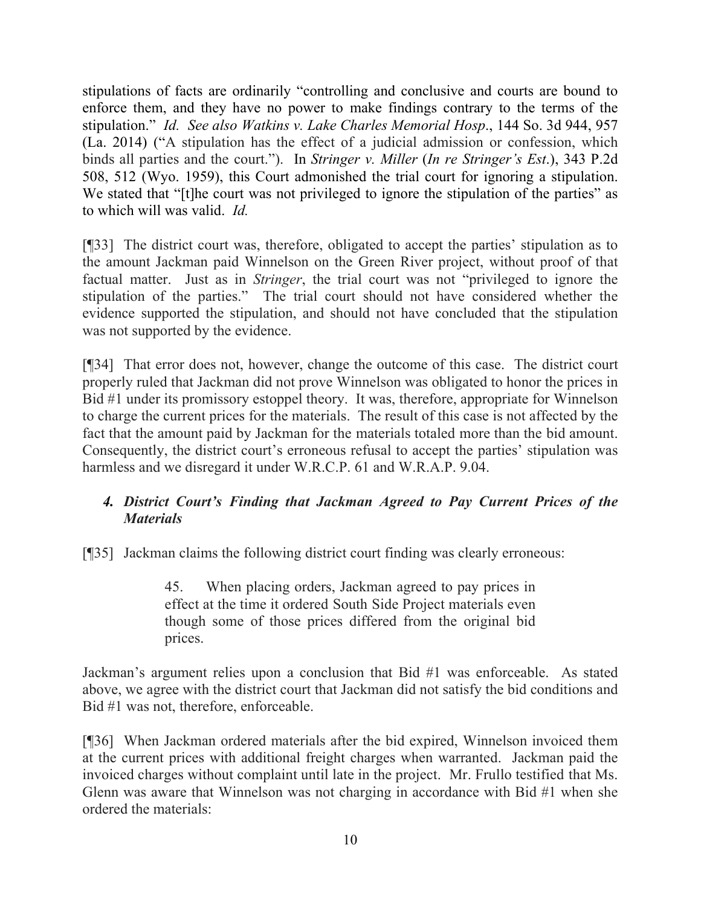stipulations of facts are ordinarily "controlling and conclusive and courts are bound to enforce them, and they have no power to make findings contrary to the terms of the stipulation." *Id. See also Watkins v. Lake Charles Memorial Hosp*., 144 So. 3d 944, 957 (La. 2014) ("A stipulation has the effect of a judicial admission or confession, which binds all parties and the court."). In *Stringer v. Miller* (*In re Stringer's Est*.), 343 P.2d 508, 512 (Wyo. 1959), this Court admonished the trial court for ignoring a stipulation. We stated that "[t]he court was not privileged to ignore the stipulation of the parties" as to which will was valid. *Id.*

[¶33] The district court was, therefore, obligated to accept the parties' stipulation as to the amount Jackman paid Winnelson on the Green River project, without proof of that factual matter. Just as in *Stringer*, the trial court was not "privileged to ignore the stipulation of the parties." The trial court should not have considered whether the evidence supported the stipulation, and should not have concluded that the stipulation was not supported by the evidence.

[¶34] That error does not, however, change the outcome of this case. The district court properly ruled that Jackman did not prove Winnelson was obligated to honor the prices in Bid #1 under its promissory estoppel theory. It was, therefore, appropriate for Winnelson to charge the current prices for the materials. The result of this case is not affected by the fact that the amount paid by Jackman for the materials totaled more than the bid amount. Consequently, the district court's erroneous refusal to accept the parties' stipulation was harmless and we disregard it under W.R.C.P. 61 and W.R.A.P. 9.04.

### *4. District Court's Finding that Jackman Agreed to Pay Current Prices of the Materials*

[¶35] Jackman claims the following district court finding was clearly erroneous:

> 45. When placing orders, Jackman agreed to pay prices in effect at the time it ordered South Side Project materials even though some of those prices differed from the original bid prices.

Jackman's argument relies upon a conclusion that Bid #1 was enforceable. As stated above, we agree with the district court that Jackman did not satisfy the bid conditions and Bid #1 was not, therefore, enforceable.

[¶36] When Jackman ordered materials after the bid expired, Winnelson invoiced them at the current prices with additional freight charges when warranted. Jackman paid the invoiced charges without complaint until late in the project. Mr. Frullo testified that Ms. Glenn was aware that Winnelson was not charging in accordance with Bid #1 when she ordered the materials: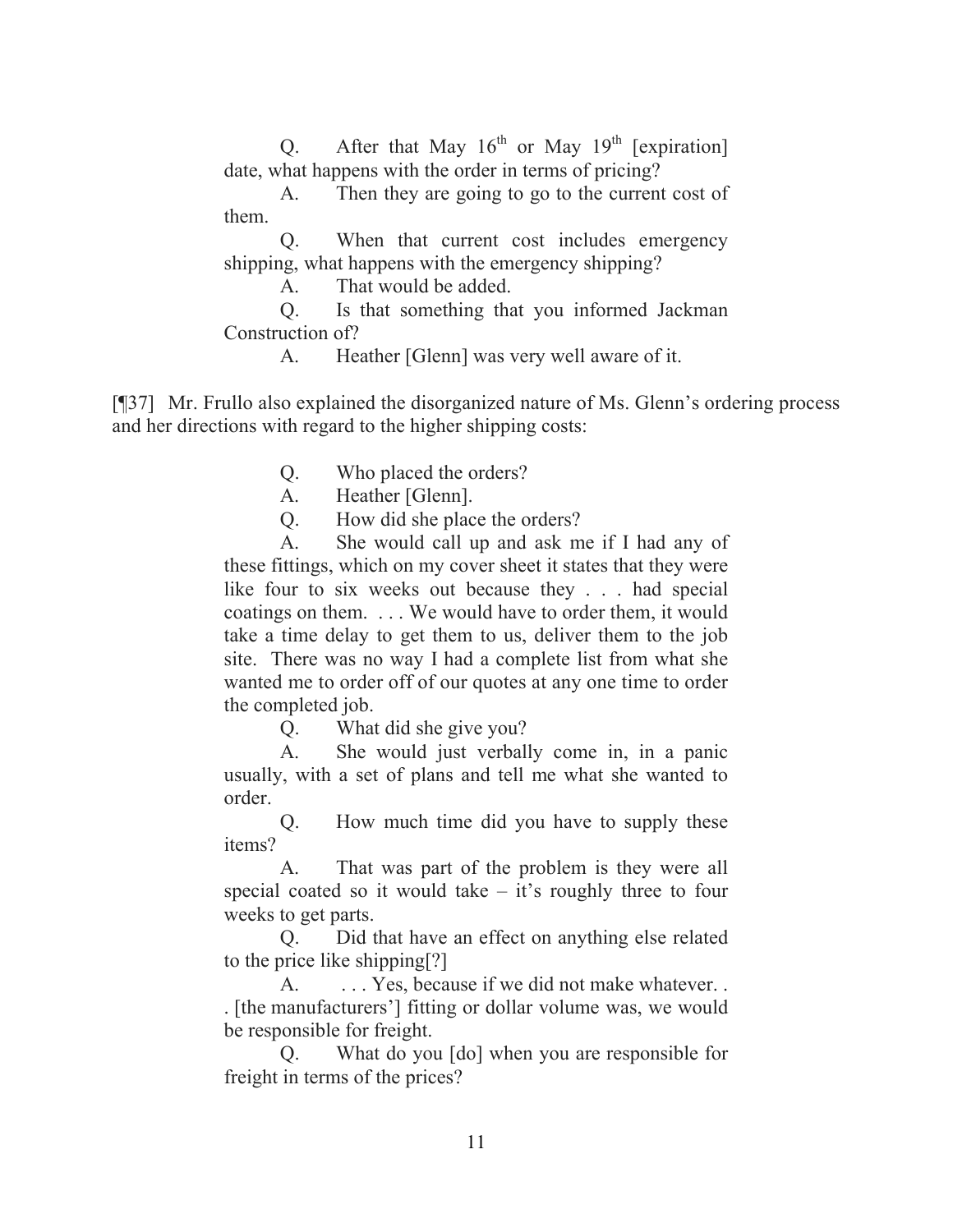> Q. After that May 16th or May 19th [expiration] date, what happens with the order in terms of pricing?
>
> A. Then they are going to go to the current cost of them.
>
> Q. When that current cost includes emergency shipping, what happens with the emergency shipping?
>
> A. That would be added.
>
> Q. Is that something that you informed Jackman Construction of?
>
> A. Heather [Glenn] was very well aware of it.

[¶37] Mr. Frullo also explained the disorganized nature of Ms. Glenn's ordering process and her directions with regard to the higher shipping costs:

> Q. Who placed the orders?
>
> A. Heather [Glenn].
>
> Q. How did she place the orders?
>
> A. She would call up and ask me if I had any of these fittings, which on my cover sheet it states that they were like four to six weeks out because they . . . had special coatings on them. . . . We would have to order them, it would take a time delay to get them to us, deliver them to the job site. There was no way I had a complete list from what she wanted me to order off of our quotes at any one time to order the completed job.
>
> Q. What did she give you?
>
> A. She would just verbally come in, in a panic usually, with a set of plans and tell me what she wanted to order.
>
> Q. How much time did you have to supply these items?
>
> A. That was part of the problem is they were all special coated so it would take – it's roughly three to four weeks to get parts.
>
> Q. Did that have an effect on anything else related to the price like shipping[?]
>
> A. . . . Yes, because if we did not make whatever. . . [the manufacturers'] fitting or dollar volume was, we would be responsible for freight.
>
> Q. What do you [do] when you are responsible for freight in terms of the prices?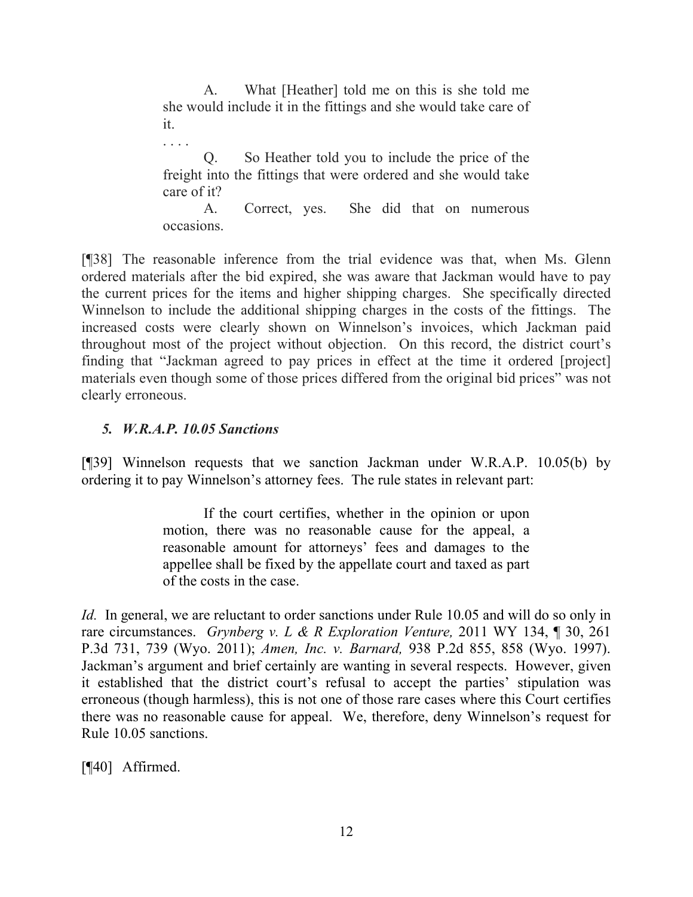> A. What [Heather] told me on this is she told me she would include it in the fittings and she would take care of it.
>
> . . . .
>
> Q. So Heather told you to include the price of the freight into the fittings that were ordered and she would take care of it?
>
> A. Correct, yes. She did that on numerous occasions.

[¶38] The reasonable inference from the trial evidence was that, when Ms. Glenn ordered materials after the bid expired, she was aware that Jackman would have to pay the current prices for the items and higher shipping charges. She specifically directed Winnelson to include the additional shipping charges in the costs of the fittings. The increased costs were clearly shown on Winnelson's invoices, which Jackman paid throughout most of the project without objection. On this record, the district court's finding that "Jackman agreed to pay prices in effect at the time it ordered [project] materials even though some of those prices differed from the original bid prices" was not clearly erroneous.

### *5. W.R.A.P. 10.05 Sanctions*

[¶39] Winnelson requests that we sanction Jackman under W.R.A.P. 10.05(b) by ordering it to pay Winnelson's attorney fees. The rule states in relevant part:

> If the court certifies, whether in the opinion or upon motion, there was no reasonable cause for the appeal, a reasonable amount for attorneys' fees and damages to the appellee shall be fixed by the appellate court and taxed as part of the costs in the case.

*Id.* In general, we are reluctant to order sanctions under Rule 10.05 and will do so only in rare circumstances. *Grynberg v. L & R Exploration Venture,* 2011 WY 134, ¶ 30, 261 P.3d 731, 739 (Wyo. 2011); *Amen, Inc. v. Barnard,* 938 P.2d 855, 858 (Wyo. 1997). Jackman's argument and brief certainly are wanting in several respects. However, given it established that the district court's refusal to accept the parties' stipulation was erroneous (though harmless), this is not one of those rare cases where this Court certifies there was no reasonable cause for appeal. We, therefore, deny Winnelson's request for Rule 10.05 sanctions.

[¶40] Affirmed.